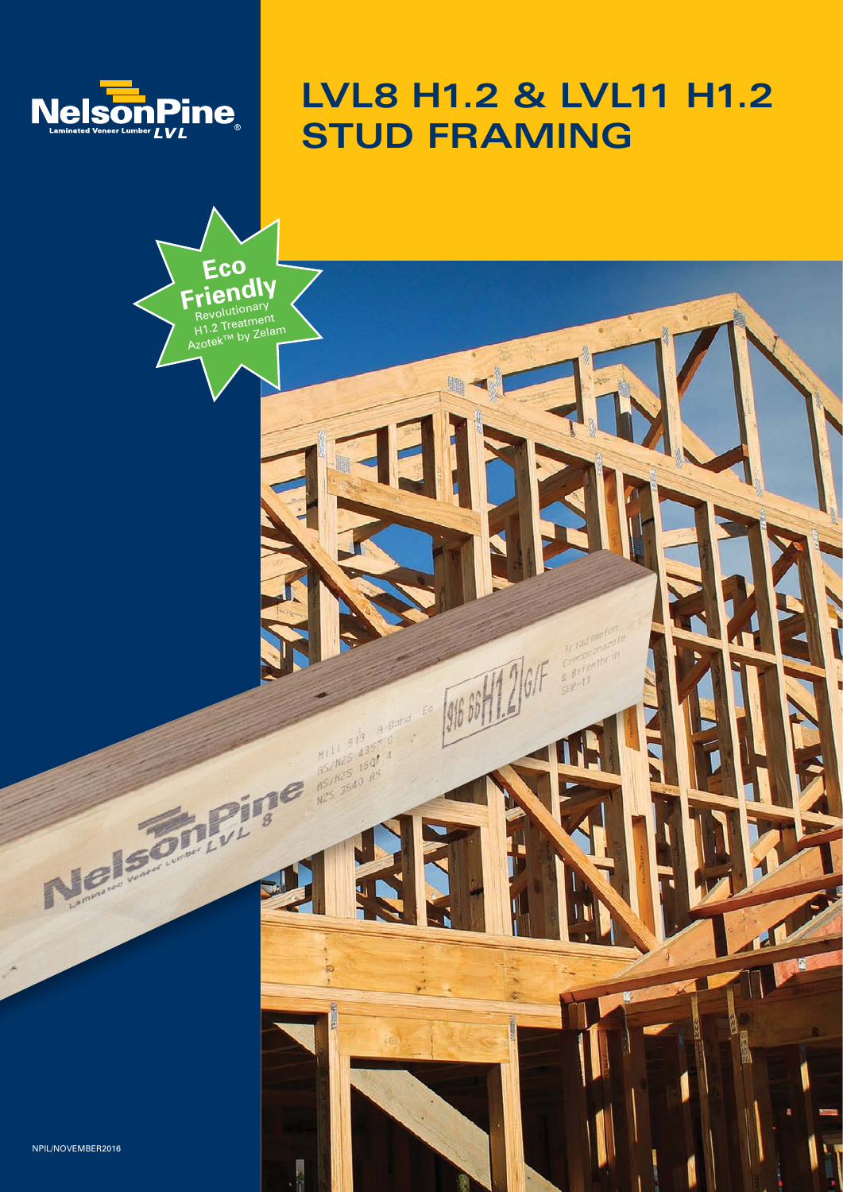**NelsonPine** Laminated Veneer Lumber LVL

# LVL8 H1.2 & LVL11 H1.2 STUD FRAMING

**Eco Friendly**
Revolutionary H1.2 Treatment Azotek™ by Zelam

NPIL/NOVEMBER2016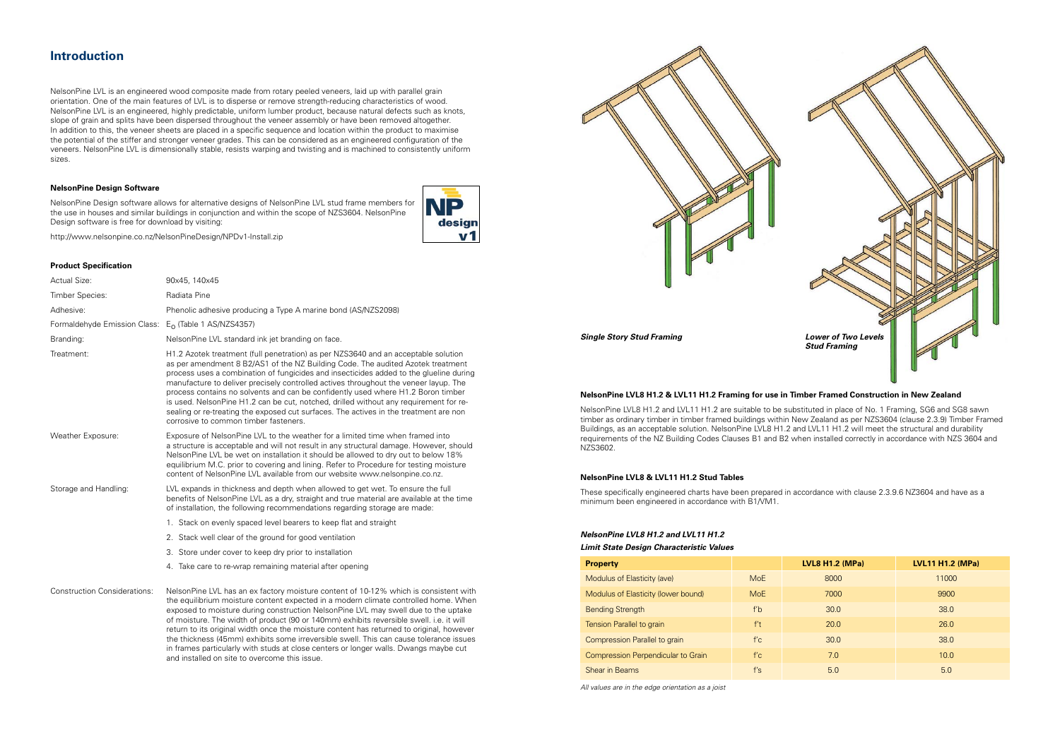## Introduction

NelsonPine LVL is an engineered wood composite made from rotary peeled veneers, laid up with parallel grain orientation. One of the main features of LVL is to disperse or remove strength-reducing characteristics of wood. NelsonPine LVL is an engineered, highly predictable, uniform lumber product, because natural defects such as knots, slope of grain and splits have been dispersed throughout the veneer assembly or have been removed altogether. In addition to this, the veneer sheets are placed in a specific sequence and location within the product to maximise the potential of the stiffer and stronger veneer grades. This can be considered as an engineered configuration of the veneers. NelsonPine LVL is dimensionally stable, resists warping and twisting and is machined to consistently uniform sizes.

**NelsonPine Design Software**

NelsonPine Design software allows for alternative designs of NelsonPine LVL stud frame members for the use in houses and similar buildings in conjunction and within the scope of NZS3604. NelsonPine Design software is free for download by visiting:

http://www.nelsonpine.co.nz/NelsonPineDesign/NPDv1-Install.zip

**Product Specification**

| | |
|---|---|
| Actual Size: | 90x45, 140x45 |
| Timber Species: | Radiata Pine |
| Adhesive: | Phenolic adhesive producing a Type A marine bond (AS/NZS2098) |
| Formaldehyde Emission Class: | $E_0$ (Table 1 AS/NZS4357) |
| Branding: | NelsonPine LVL standard ink jet branding on face. |
| Treatment: | H1.2 Azotek treatment (full penetration) as per NZS3640 and an acceptable solution as per amendment 8 B2/AS1 of the NZ Building Code. The audited Azotek treatment process uses a combination of fungicides and insecticides added to the glueline during manufacture to deliver precisely controlled actives throughout the veneer layup. The process contains no solvents and can be confidently used where H1.2 Boron timber is used. NelsonPine H1.2 can be cut, notched, drilled without any requirement for re-sealing or re-treating the exposed cut surfaces. The actives in the treatment are non corrosive to common timber fasteners. |
| Weather Exposure: | Exposure of NelsonPine LVL to the weather for a limited time when framed into a structure is acceptable and will not result in any structural damage. However, should NelsonPine LVL be wet on installation it should be allowed to dry out to below 18% equilibrium M.C. prior to covering and lining. Refer to Procedure for testing moisture content of NelsonPine LVL available from our website www.nelsonpine.co.nz. |
| Storage and Handling: | LVL expands in thickness and depth when allowed to get wet. To ensure the full benefits of NelsonPine LVL as a dry, straight and true material are available at the time of installation, the following recommendations regarding storage are made:<br>1. Stack on evenly spaced level bearers to keep flat and straight<br>2. Stack well clear of the ground for good ventilation<br>3. Store under cover to keep dry prior to installation<br>4. Take care to re-wrap remaining material after opening |
| Construction Considerations: | NelsonPine LVL has an ex factory moisture content of 10-12% which is consistent with the equilibrium moisture content expected in a modern climate controlled home. When exposed to moisture during construction NelsonPine LVL may swell due to the uptake of moisture. The width of product (90 or 140mm) exhibits reversible swell. i.e. it will return to its original width once the moisture content has returned to original, however the thickness (45mm) exhibits some irreversible swell. This can cause tolerance issues in frames particularly with studs at close centers or longer walls. Dwangs maybe cut and installed on site to overcome this issue. |

*Single Story Stud Framing*

*Lower of Two Levels Stud Framing*

**NelsonPine LVL8 H1.2 & LVL11 H1.2 Framing for use in Timber Framed Construction in New Zealand**

NelsonPine LVL8 H1.2 and LVL11 H1.2 are suitable to be substituted in place of No. 1 Framing, SG6 and SG8 sawn timber as ordinary timber in timber framed buildings within New Zealand as per NZS3604 (clause 2.3.9) Timber Framed Buildings, as an acceptable solution. NelsonPine LVL8 H1.2 and LVL11 H1.2 will meet the structural and durability requirements of the NZ Building Codes Clauses B1 and B2 when installed correctly in accordance with NZS 3604 and NZS3602.

**NelsonPine LVL8 & LVL11 H1.2 Stud Tables**

These specifically engineered charts have been prepared in accordance with clause 2.3.9.6 NZ3604 and have as a minimum been engineered in accordance with B1/VM1.

***NelsonPine LVL8 H1.2 and LVL11 H1.2***

***Limit State Design Characteristic Values***

| Property | | LVL8 H1.2 (MPa) | LVL11 H1.2 (MPa) |
|---|---|---|---|
| Modulus of Elasticity (ave) | MoE | 8000 | 11000 |
| Modulus of Elasticity (lower bound) | MoE | 7000 | 9900 |
| Bending Strength | f'b | 30.0 | 38.0 |
| Tension Parallel to grain | f't | 20.0 | 26.0 |
| Compression Parallel to grain | f'c | 30.0 | 38.0 |
| Compression Perpendicular to Grain | f'c | 7.0 | 10.0 |
| Shear in Beams | f's | 5.0 | 5.0 |

*All values are in the edge orientation as a joist*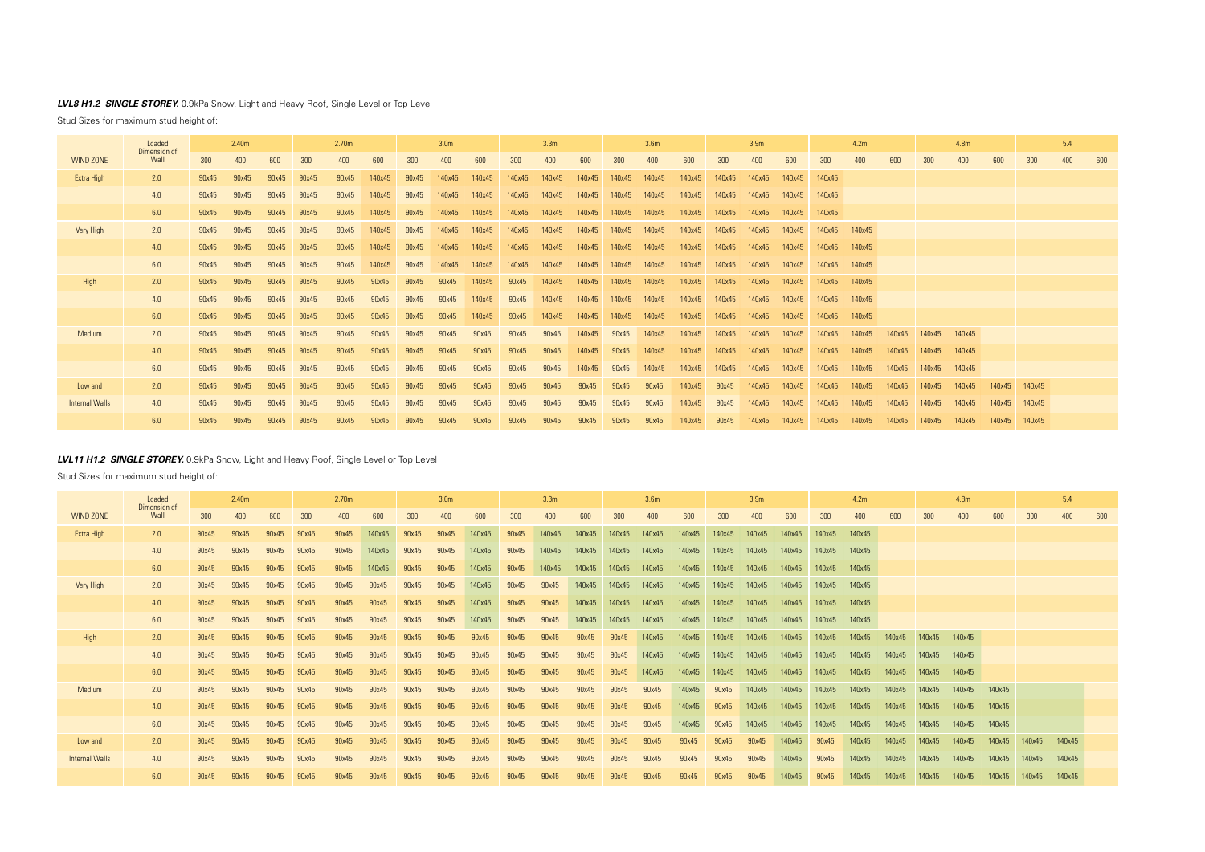***LVL8 H1.2 SINGLE STOREY.*** 0.9kPa Snow, Light and Heavy Roof, Single Level or Top Level

Stud Sizes for maximum stud height of:

| | Loaded Dimension of | 2.40m | | | 2.70m | | | 3.0m | | | 3.3m | | | 3.6m | | | 3.9m | | | 4.2m | | | 4.8m | | | 5.4 | | |
|---|---|---|---|---|---|---|---|---|---|---|---|---|---|---|---|---|---|---|---|---|---|---|---|---|---|---|---|---|---|---|---|
| WIND ZONE | Wall | 300 | 400 | 600 | 300 | 400 | 600 | 300 | 400 | 600 | 300 | 400 | 600 | 300 | 400 | 600 | 300 | 400 | 600 | 300 | 400 | 600 | 300 | 400 | 600 | 300 | 400 | 600 |
| Extra High | 2.0 | 90x45 | 90x45 | 90x45 | 90x45 | 90x45 | 140x45 | 90x45 | 140x45 | 140x45 | 140x45 | 140x45 | 140x45 | 140x45 | 140x45 | 140x45 | 140x45 | 140x45 | 140x45 | 140x45 | | | | | | | | |
| | 4.0 | 90x45 | 90x45 | 90x45 | 90x45 | 90x45 | 140x45 | 90x45 | 140x45 | 140x45 | 140x45 | 140x45 | 140x45 | 140x45 | 140x45 | 140x45 | 140x45 | 140x45 | 140x45 | 140x45 | | | | | | | | |
| | 6.0 | 90x45 | 90x45 | 90x45 | 90x45 | 90x45 | 140x45 | 90x45 | 140x45 | 140x45 | 140x45 | 140x45 | 140x45 | 140x45 | 140x45 | 140x45 | 140x45 | 140x45 | 140x45 | 140x45 | | | | | | | | |
| Very High | 2.0 | 90x45 | 90x45 | 90x45 | 90x45 | 90x45 | 140x45 | 90x45 | 140x45 | 140x45 | 140x45 | 140x45 | 140x45 | 140x45 | 140x45 | 140x45 | 140x45 | 140x45 | 140x45 | 140x45 | 140x45 | | | | | | | |
| | 4.0 | 90x45 | 90x45 | 90x45 | 90x45 | 90x45 | 140x45 | 90x45 | 140x45 | 140x45 | 140x45 | 140x45 | 140x45 | 140x45 | 140x45 | 140x45 | 140x45 | 140x45 | 140x45 | 140x45 | 140x45 | | | | | | | |
| | 6.0 | 90x45 | 90x45 | 90x45 | 90x45 | 90x45 | 140x45 | 90x45 | 140x45 | 140x45 | 140x45 | 140x45 | 140x45 | 140x45 | 140x45 | 140x45 | 140x45 | 140x45 | 140x45 | 140x45 | 140x45 | | | | | | | |
| High | 2.0 | 90x45 | 90x45 | 90x45 | 90x45 | 90x45 | 90x45 | 90x45 | 90x45 | 140x45 | 90x45 | 140x45 | 140x45 | 140x45 | 140x45 | 140x45 | 140x45 | 140x45 | 140x45 | 140x45 | 140x45 | | | | | | | |
| | 4.0 | 90x45 | 90x45 | 90x45 | 90x45 | 90x45 | 90x45 | 90x45 | 90x45 | 140x45 | 90x45 | 140x45 | 140x45 | 140x45 | 140x45 | 140x45 | 140x45 | 140x45 | 140x45 | 140x45 | 140x45 | | | | | | | |
| | 6.0 | 90x45 | 90x45 | 90x45 | 90x45 | 90x45 | 90x45 | 90x45 | 90x45 | 140x45 | 90x45 | 140x45 | 140x45 | 140x45 | 140x45 | 140x45 | 140x45 | 140x45 | 140x45 | 140x45 | 140x45 | | | | | | | |
| Medium | 2.0 | 90x45 | 90x45 | 90x45 | 90x45 | 90x45 | 90x45 | 90x45 | 90x45 | 90x45 | 90x45 | 90x45 | 140x45 | 90x45 | 140x45 | 140x45 | 140x45 | 140x45 | 140x45 | 140x45 | 140x45 | 140x45 | 140x45 | 140x45 | | | | |
| | 4.0 | 90x45 | 90x45 | 90x45 | 90x45 | 90x45 | 90x45 | 90x45 | 90x45 | 90x45 | 90x45 | 90x45 | 140x45 | 90x45 | 140x45 | 140x45 | 140x45 | 140x45 | 140x45 | 140x45 | 140x45 | 140x45 | 140x45 | 140x45 | | | | |
| | 6.0 | 90x45 | 90x45 | 90x45 | 90x45 | 90x45 | 90x45 | 90x45 | 90x45 | 90x45 | 90x45 | 90x45 | 140x45 | 90x45 | 140x45 | 140x45 | 140x45 | 140x45 | 140x45 | 140x45 | 140x45 | 140x45 | 140x45 | 140x45 | | | | |
| Low and | 2.0 | 90x45 | 90x45 | 90x45 | 90x45 | 90x45 | 90x45 | 90x45 | 90x45 | 90x45 | 90x45 | 90x45 | 90x45 | 90x45 | 90x45 | 140x45 | 90x45 | 140x45 | 140x45 | 140x45 | 140x45 | 140x45 | 140x45 | 140x45 | 140x45 | 140x45 | | |
| Internal Walls | 4.0 | 90x45 | 90x45 | 90x45 | 90x45 | 90x45 | 90x45 | 90x45 | 90x45 | 90x45 | 90x45 | 90x45 | 90x45 | 90x45 | 90x45 | 140x45 | 90x45 | 140x45 | 140x45 | 140x45 | 140x45 | 140x45 | 140x45 | 140x45 | 140x45 | 140x45 | | |
| | 6.0 | 90x45 | 90x45 | 90x45 | 90x45 | 90x45 | 90x45 | 90x45 | 90x45 | 90x45 | 90x45 | 90x45 | 90x45 | 90x45 | 90x45 | 140x45 | 90x45 | 140x45 | 140x45 | 140x45 | 140x45 | 140x45 | 140x45 | 140x45 | 140x45 | 140x45 | | |

***LVL11 H1.2 SINGLE STOREY.*** 0.9kPa Snow, Light and Heavy Roof, Single Level or Top Level

Stud Sizes for maximum stud height of:

| | Loaded Dimension of | 2.40m | | | 2.70m | | | 3.0m | | | 3.3m | | | 3.6m | | | 3.9m | | | 4.2m | | | 4.8m | | | 5.4 | | |
|---|---|---|---|---|---|---|---|---|---|---|---|---|---|---|---|---|---|---|---|---|---|---|---|---|---|---|---|---|---|---|---|
| WIND ZONE | Wall | 300 | 400 | 600 | 300 | 400 | 600 | 300 | 400 | 600 | 300 | 400 | 600 | 300 | 400 | 600 | 300 | 400 | 600 | 300 | 400 | 600 | 300 | 400 | 600 | 300 | 400 | 600 |
| Extra High | 2.0 | 90x45 | 90x45 | 90x45 | 90x45 | 90x45 | 140x45 | 90x45 | 90x45 | 140x45 | 90x45 | 140x45 | 140x45 | 140x45 | 140x45 | 140x45 | 140x45 | 140x45 | 140x45 | 140x45 | 140x45 | | | | | | | |
| | 4.0 | 90x45 | 90x45 | 90x45 | 90x45 | 90x45 | 140x45 | 90x45 | 90x45 | 140x45 | 90x45 | 140x45 | 140x45 | 140x45 | 140x45 | 140x45 | 140x45 | 140x45 | 140x45 | 140x45 | 140x45 | | | | | | | |
| | 6.0 | 90x45 | 90x45 | 90x45 | 90x45 | 90x45 | 140x45 | 90x45 | 90x45 | 140x45 | 90x45 | 140x45 | 140x45 | 140x45 | 140x45 | 140x45 | 140x45 | 140x45 | 140x45 | 140x45 | 140x45 | | | | | | | |
| Very High | 2.0 | 90x45 | 90x45 | 90x45 | 90x45 | 90x45 | 90x45 | 90x45 | 90x45 | 140x45 | 90x45 | 90x45 | 140x45 | 140x45 | 140x45 | 140x45 | 140x45 | 140x45 | 140x45 | 140x45 | 140x45 | | | | | | | |
| | 4.0 | 90x45 | 90x45 | 90x45 | 90x45 | 90x45 | 90x45 | 90x45 | 90x45 | 140x45 | 90x45 | 90x45 | 140x45 | 140x45 | 140x45 | 140x45 | 140x45 | 140x45 | 140x45 | 140x45 | 140x45 | | | | | | | |
| | 6.0 | 90x45 | 90x45 | 90x45 | 90x45 | 90x45 | 90x45 | 90x45 | 90x45 | 140x45 | 90x45 | 90x45 | 140x45 | 140x45 | 140x45 | 140x45 | 140x45 | 140x45 | 140x45 | 140x45 | 140x45 | | | | | | | |
| High | 2.0 | 90x45 | 90x45 | 90x45 | 90x45 | 90x45 | 90x45 | 90x45 | 90x45 | 90x45 | 90x45 | 90x45 | 90x45 | 90x45 | 140x45 | 140x45 | 140x45 | 140x45 | 140x45 | 140x45 | 140x45 | 140x45 | 140x45 | 140x45 | | | | |
| | 4.0 | 90x45 | 90x45 | 90x45 | 90x45 | 90x45 | 90x45 | 90x45 | 90x45 | 90x45 | 90x45 | 90x45 | 90x45 | 90x45 | 140x45 | 140x45 | 140x45 | 140x45 | 140x45 | 140x45 | 140x45 | 140x45 | 140x45 | 140x45 | | | | |
| | 6.0 | 90x45 | 90x45 | 90x45 | 90x45 | 90x45 | 90x45 | 90x45 | 90x45 | 90x45 | 90x45 | 90x45 | 90x45 | 90x45 | 140x45 | 140x45 | 140x45 | 140x45 | 140x45 | 140x45 | 140x45 | 140x45 | 140x45 | 140x45 | | | | |
| Medium | 2.0 | 90x45 | 90x45 | 90x45 | 90x45 | 90x45 | 90x45 | 90x45 | 90x45 | 90x45 | 90x45 | 90x45 | 90x45 | 90x45 | 90x45 | 140x45 | 90x45 | 140x45 | 140x45 | 140x45 | 140x45 | 140x45 | 140x45 | 140x45 | 140x45 | | | |
| | 4.0 | 90x45 | 90x45 | 90x45 | 90x45 | 90x45 | 90x45 | 90x45 | 90x45 | 90x45 | 90x45 | 90x45 | 90x45 | 90x45 | 90x45 | 140x45 | 90x45 | 140x45 | 140x45 | 140x45 | 140x45 | 140x45 | 140x45 | 140x45 | 140x45 | | | |
| | 6.0 | 90x45 | 90x45 | 90x45 | 90x45 | 90x45 | 90x45 | 90x45 | 90x45 | 90x45 | 90x45 | 90x45 | 90x45 | 90x45 | 90x45 | 140x45 | 90x45 | 140x45 | 140x45 | 140x45 | 140x45 | 140x45 | 140x45 | 140x45 | 140x45 | | | |
| Low and | 2.0 | 90x45 | 90x45 | 90x45 | 90x45 | 90x45 | 90x45 | 90x45 | 90x45 | 90x45 | 90x45 | 90x45 | 90x45 | 90x45 | 90x45 | 90x45 | 90x45 | 90x45 | 140x45 | 90x45 | 140x45 | 140x45 | 140x45 | 140x45 | 140x45 | 140x45 | 140x45 | |
| Internal Walls | 4.0 | 90x45 | 90x45 | 90x45 | 90x45 | 90x45 | 90x45 | 90x45 | 90x45 | 90x45 | 90x45 | 90x45 | 90x45 | 90x45 | 90x45 | 90x45 | 90x45 | 90x45 | 140x45 | 90x45 | 140x45 | 140x45 | 140x45 | 140x45 | 140x45 | 140x45 | 140x45 | |
| | 6.0 | 90x45 | 90x45 | 90x45 | 90x45 | 90x45 | 90x45 | 90x45 | 90x45 | 90x45 | 90x45 | 90x45 | 90x45 | 90x45 | 90x45 | 90x45 | 90x45 | 90x45 | 140x45 | 90x45 | 140x45 | 140x45 | 140x45 | 140x45 | 140x45 | 140x45 | 140x45 | |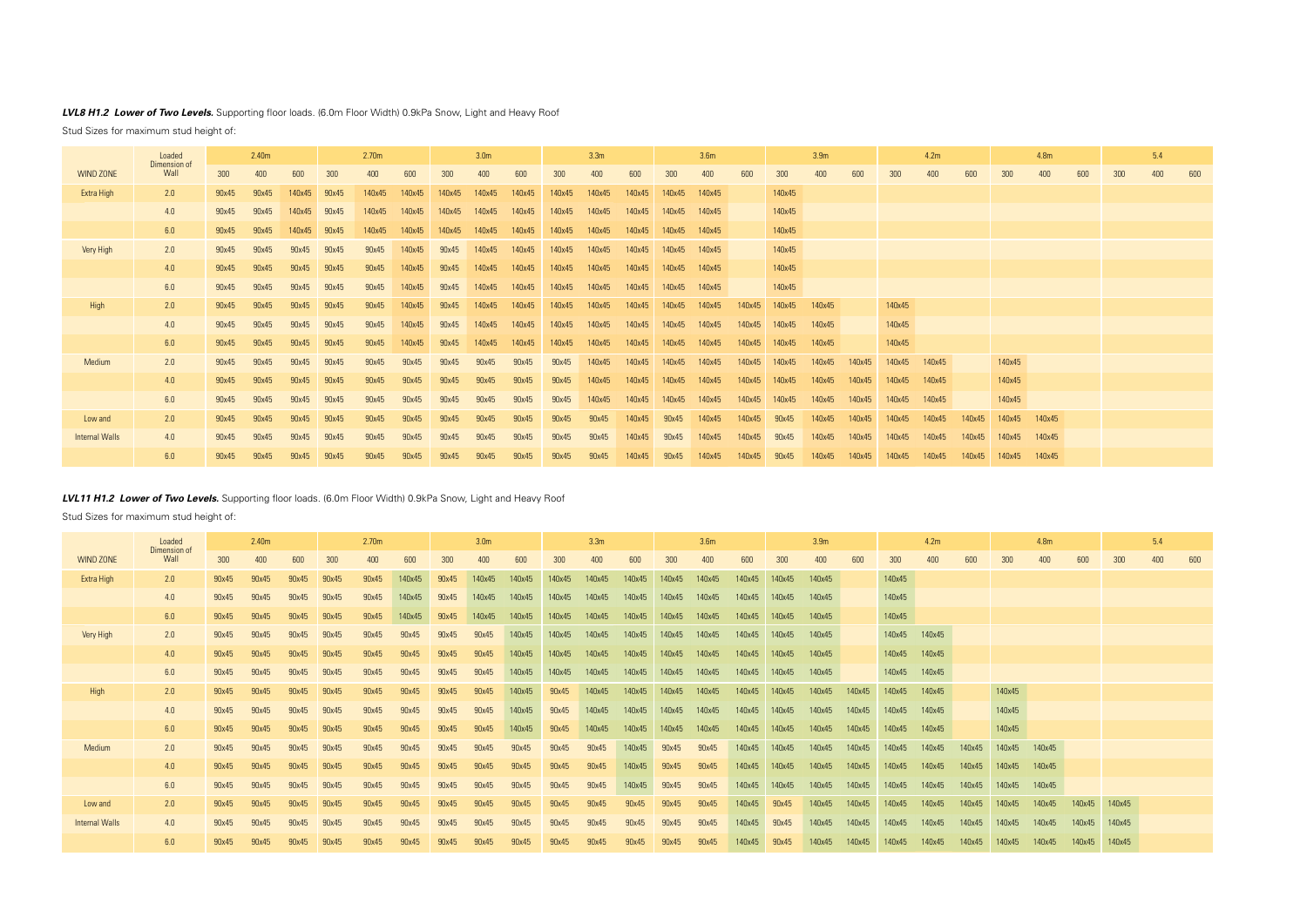***LVL8 H1.2 Lower of Two Levels.*** Supporting floor loads. (6.0m Floor Width) 0.9kPa Snow, Light and Heavy Roof

Stud Sizes for maximum stud height of:

| WIND ZONE | Loaded Dimension of Wall | 2.40m | | | 2.70m | | | 3.0m | | | 3.3m | | | 3.6m | | | 3.9m | | | 4.2m | | | 4.8m | | | 5.4 | | |
|---|---|---|---|---|---|---|---|---|---|---|---|---|---|---|---|---|---|---|---|---|---|---|---|---|---|---|---|---|
| | | 300 | 400 | 600 | 300 | 400 | 600 | 300 | 400 | 600 | 300 | 400 | 600 | 300 | 400 | 600 | 300 | 400 | 600 | 300 | 400 | 600 | 300 | 400 | 600 | 300 | 400 | 600 |
| Extra High | 2.0 | 90x45 | 90x45 | 140x45 | 90x45 | 140x45 | 140x45 | 140x45 | 140x45 | 140x45 | 140x45 | 140x45 | 140x45 | 140x45 | 140x45 | | 140x45 | | | | | | | | | | | |
| | 4.0 | 90x45 | 90x45 | 140x45 | 90x45 | 140x45 | 140x45 | 140x45 | 140x45 | 140x45 | 140x45 | 140x45 | 140x45 | 140x45 | 140x45 | | 140x45 | | | | | | | | | | | |
| | 6.0 | 90x45 | 90x45 | 140x45 | 90x45 | 140x45 | 140x45 | 140x45 | 140x45 | 140x45 | 140x45 | 140x45 | 140x45 | 140x45 | 140x45 | | 140x45 | | | | | | | | | | | |
| Very High | 2.0 | 90x45 | 90x45 | 90x45 | 90x45 | 90x45 | 140x45 | 90x45 | 140x45 | 140x45 | 140x45 | 140x45 | 140x45 | 140x45 | 140x45 | | 140x45 | | | | | | | | | | | |
| | 4.0 | 90x45 | 90x45 | 90x45 | 90x45 | 90x45 | 140x45 | 90x45 | 140x45 | 140x45 | 140x45 | 140x45 | 140x45 | 140x45 | 140x45 | | 140x45 | | | | | | | | | | | |
| | 6.0 | 90x45 | 90x45 | 90x45 | 90x45 | 90x45 | 140x45 | 90x45 | 140x45 | 140x45 | 140x45 | 140x45 | 140x45 | 140x45 | 140x45 | | 140x45 | | | | | | | | | | | |
| High | 2.0 | 90x45 | 90x45 | 90x45 | 90x45 | 90x45 | 140x45 | 90x45 | 140x45 | 140x45 | 140x45 | 140x45 | 140x45 | 140x45 | 140x45 | 140x45 | 140x45 | 140x45 | | 140x45 | | | | | | | | |
| | 4.0 | 90x45 | 90x45 | 90x45 | 90x45 | 90x45 | 140x45 | 90x45 | 140x45 | 140x45 | 140x45 | 140x45 | 140x45 | 140x45 | 140x45 | 140x45 | 140x45 | 140x45 | | 140x45 | | | | | | | | |
| | 6.0 | 90x45 | 90x45 | 90x45 | 90x45 | 90x45 | 140x45 | 90x45 | 140x45 | 140x45 | 140x45 | 140x45 | 140x45 | 140x45 | 140x45 | 140x45 | 140x45 | 140x45 | | 140x45 | | | | | | | | |
| Medium | 2.0 | 90x45 | 90x45 | 90x45 | 90x45 | 90x45 | 90x45 | 90x45 | 90x45 | 90x45 | 90x45 | 140x45 | 140x45 | 140x45 | 140x45 | 140x45 | 140x45 | 140x45 | 140x45 | 140x45 | 140x45 | | 140x45 | | | | | |
| | 4.0 | 90x45 | 90x45 | 90x45 | 90x45 | 90x45 | 90x45 | 90x45 | 90x45 | 90x45 | 90x45 | 140x45 | 140x45 | 140x45 | 140x45 | 140x45 | 140x45 | 140x45 | 140x45 | 140x45 | 140x45 | | 140x45 | | | | | |
| | 6.0 | 90x45 | 90x45 | 90x45 | 90x45 | 90x45 | 90x45 | 90x45 | 90x45 | 90x45 | 90x45 | 140x45 | 140x45 | 140x45 | 140x45 | 140x45 | 140x45 | 140x45 | 140x45 | 140x45 | 140x45 | | 140x45 | | | | | |
| Low and | 2.0 | 90x45 | 90x45 | 90x45 | 90x45 | 90x45 | 90x45 | 90x45 | 90x45 | 90x45 | 90x45 | 90x45 | 140x45 | 90x45 | 140x45 | 140x45 | 90x45 | 140x45 | 140x45 | 140x45 | 140x45 | 140x45 | 140x45 | 140x45 | | | | |
| Internal Walls | 4.0 | 90x45 | 90x45 | 90x45 | 90x45 | 90x45 | 90x45 | 90x45 | 90x45 | 90x45 | 90x45 | 90x45 | 140x45 | 90x45 | 140x45 | 140x45 | 90x45 | 140x45 | 140x45 | 140x45 | 140x45 | 140x45 | 140x45 | 140x45 | | | | |
| | 6.0 | 90x45 | 90x45 | 90x45 | 90x45 | 90x45 | 90x45 | 90x45 | 90x45 | 90x45 | 90x45 | 90x45 | 140x45 | 90x45 | 140x45 | 140x45 | 90x45 | 140x45 | 140x45 | 140x45 | 140x45 | 140x45 | 140x45 | 140x45 | | | | |

***LVL11 H1.2 Lower of Two Levels.*** Supporting floor loads. (6.0m Floor Width) 0.9kPa Snow, Light and Heavy Roof

Stud Sizes for maximum stud height of:

| WIND ZONE | Loaded Dimension of Wall | 2.40m | | | 2.70m | | | 3.0m | | | 3.3m | | | 3.6m | | | 3.9m | | | 4.2m | | | 4.8m | | | 5.4 | | |
|---|---|---|---|---|---|---|---|---|---|---|---|---|---|---|---|---|---|---|---|---|---|---|---|---|---|---|---|---|
| | | 300 | 400 | 600 | 300 | 400 | 600 | 300 | 400 | 600 | 300 | 400 | 600 | 300 | 400 | 600 | 300 | 400 | 600 | 300 | 400 | 600 | 300 | 400 | 600 | 300 | 400 | 600 |
| Extra High | 2.0 | 90x45 | 90x45 | 90x45 | 90x45 | 90x45 | 140x45 | 90x45 | 140x45 | 140x45 | 140x45 | 140x45 | 140x45 | 140x45 | 140x45 | 140x45 | 140x45 | 140x45 | | 140x45 | | | | | | | | |
| | 4.0 | 90x45 | 90x45 | 90x45 | 90x45 | 90x45 | 140x45 | 90x45 | 140x45 | 140x45 | 140x45 | 140x45 | 140x45 | 140x45 | 140x45 | 140x45 | 140x45 | 140x45 | | 140x45 | | | | | | | | |
| | 6.0 | 90x45 | 90x45 | 90x45 | 90x45 | 90x45 | 140x45 | 90x45 | 140x45 | 140x45 | 140x45 | 140x45 | 140x45 | 140x45 | 140x45 | 140x45 | 140x45 | 140x45 | | 140x45 | | | | | | | | |
| Very High | 2.0 | 90x45 | 90x45 | 90x45 | 90x45 | 90x45 | 90x45 | 90x45 | 90x45 | 140x45 | 140x45 | 140x45 | 140x45 | 140x45 | 140x45 | 140x45 | 140x45 | 140x45 | | 140x45 | 140x45 | | | | | | | |
| | 4.0 | 90x45 | 90x45 | 90x45 | 90x45 | 90x45 | 90x45 | 90x45 | 90x45 | 140x45 | 140x45 | 140x45 | 140x45 | 140x45 | 140x45 | 140x45 | 140x45 | 140x45 | | 140x45 | 140x45 | | | | | | | |
| | 6.0 | 90x45 | 90x45 | 90x45 | 90x45 | 90x45 | 90x45 | 90x45 | 90x45 | 140x45 | 140x45 | 140x45 | 140x45 | 140x45 | 140x45 | 140x45 | 140x45 | 140x45 | | 140x45 | 140x45 | | | | | | | |
| High | 2.0 | 90x45 | 90x45 | 90x45 | 90x45 | 90x45 | 90x45 | 90x45 | 90x45 | 140x45 | 90x45 | 140x45 | 140x45 | 140x45 | 140x45 | 140x45 | 140x45 | 140x45 | 140x45 | 140x45 | 140x45 | | 140x45 | | | | | |
| | 4.0 | 90x45 | 90x45 | 90x45 | 90x45 | 90x45 | 90x45 | 90x45 | 90x45 | 140x45 | 90x45 | 140x45 | 140x45 | 140x45 | 140x45 | 140x45 | 140x45 | 140x45 | 140x45 | 140x45 | 140x45 | | 140x45 | | | | | |
| | 6.0 | 90x45 | 90x45 | 90x45 | 90x45 | 90x45 | 90x45 | 90x45 | 90x45 | 140x45 | 90x45 | 140x45 | 140x45 | 140x45 | 140x45 | 140x45 | 140x45 | 140x45 | 140x45 | 140x45 | 140x45 | | 140x45 | | | | | |
| Medium | 2.0 | 90x45 | 90x45 | 90x45 | 90x45 | 90x45 | 90x45 | 90x45 | 90x45 | 90x45 | 90x45 | 90x45 | 140x45 | 90x45 | 90x45 | 140x45 | 140x45 | 140x45 | 140x45 | 140x45 | 140x45 | 140x45 | 140x45 | 140x45 | | | | |
| | 4.0 | 90x45 | 90x45 | 90x45 | 90x45 | 90x45 | 90x45 | 90x45 | 90x45 | 90x45 | 90x45 | 90x45 | 140x45 | 90x45 | 90x45 | 140x45 | 140x45 | 140x45 | 140x45 | 140x45 | 140x45 | 140x45 | 140x45 | 140x45 | | | | |
| | 6.0 | 90x45 | 90x45 | 90x45 | 90x45 | 90x45 | 90x45 | 90x45 | 90x45 | 90x45 | 90x45 | 90x45 | 140x45 | 90x45 | 90x45 | 140x45 | 140x45 | 140x45 | 140x45 | 140x45 | 140x45 | 140x45 | 140x45 | 140x45 | | | | |
| Low and | 2.0 | 90x45 | 90x45 | 90x45 | 90x45 | 90x45 | 90x45 | 90x45 | 90x45 | 90x45 | 90x45 | 90x45 | 90x45 | 90x45 | 90x45 | 140x45 | 90x45 | 140x45 | 140x45 | 140x45 | 140x45 | 140x45 | 140x45 | 140x45 | 140x45 | 140x45 | | |
| Internal Walls | 4.0 | 90x45 | 90x45 | 90x45 | 90x45 | 90x45 | 90x45 | 90x45 | 90x45 | 90x45 | 90x45 | 90x45 | 90x45 | 90x45 | 90x45 | 140x45 | 90x45 | 140x45 | 140x45 | 140x45 | 140x45 | 140x45 | 140x45 | 140x45 | 140x45 | 140x45 | | |
| | 6.0 | 90x45 | 90x45 | 90x45 | 90x45 | 90x45 | 90x45 | 90x45 | 90x45 | 90x45 | 90x45 | 90x45 | 90x45 | 90x45 | 90x45 | 140x45 | 90x45 | 140x45 | 140x45 | 140x45 | 140x45 | 140x45 | 140x45 | 140x45 | 140x45 | 140x45 | | |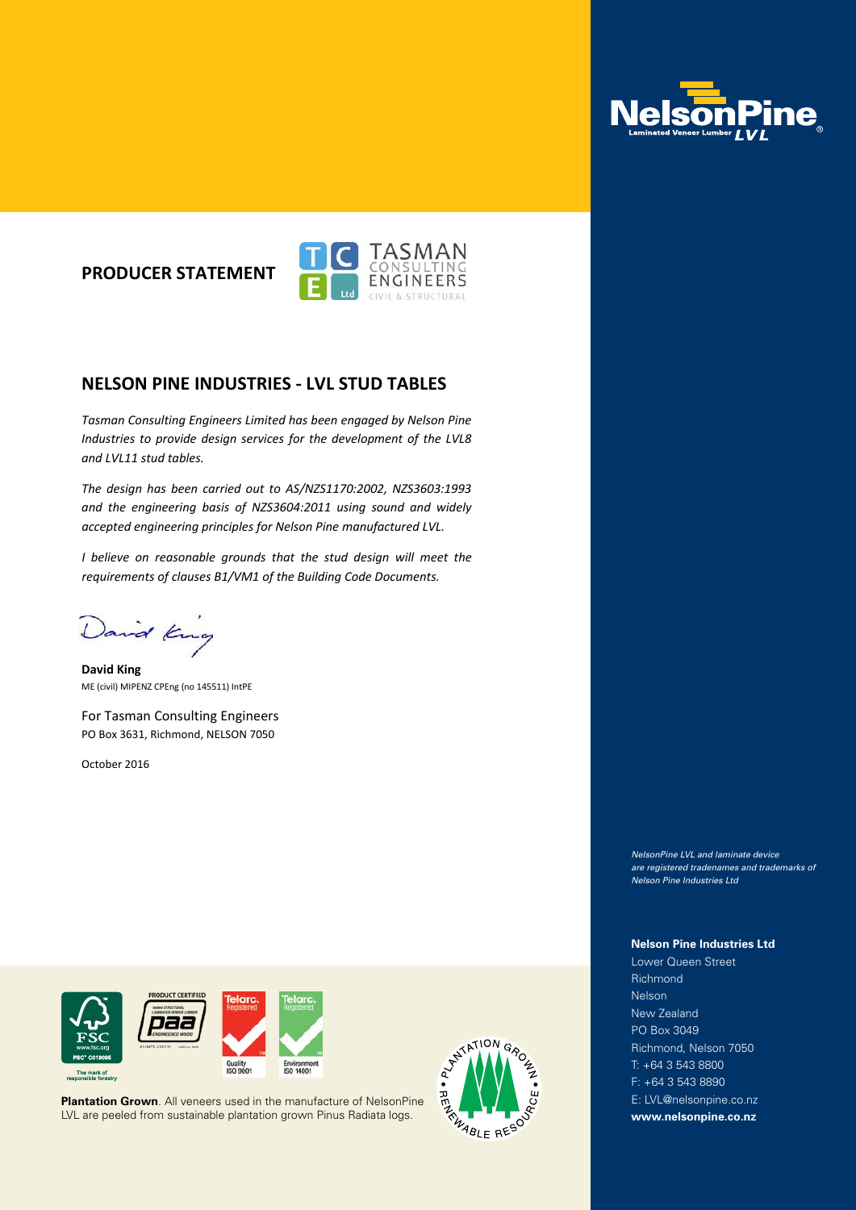## PRODUCER STATEMENT

TASMAN CONSULTING ENGINEERS Ltd CIVIL & STRUCTURAL

## NELSON PINE INDUSTRIES - LVL STUD TABLES

*Tasman Consulting Engineers Limited has been engaged by Nelson Pine Industries to provide design services for the development of the LVL8 and LVL11 stud tables.*

*The design has been carried out to AS/NZS1170:2002, NZS3603:1993 and the engineering basis of NZS3604:2011 using sound and widely accepted engineering principles for Nelson Pine manufactured LVL.*

*I believe on reasonable grounds that the stud design will meet the requirements of clauses B1/VM1 of the Building Code Documents.*

David King

**David King**
ME (civil) MIPENZ CPEng (no 145511) IntPE

For Tasman Consulting Engineers
PO Box 3631, Richmond, NELSON 7050

October 2016

*NelsonPine LVL and laminate device are registered tradenames and trademarks of Nelson Pine Industries Ltd*

**Nelson Pine Industries Ltd**
Lower Queen Street
Richmond
Nelson
New Zealand
PO Box 3049
Richmond, Nelson 7050
T: +64 3 543 8800
F: +64 3 543 8890
E: LVL@nelsonpine.co.nz
**www.nelsonpine.co.nz**

**Plantation Grown**. All veneers used in the manufacture of NelsonPine LVL are peeled from sustainable plantation grown Pinus Radiata logs.